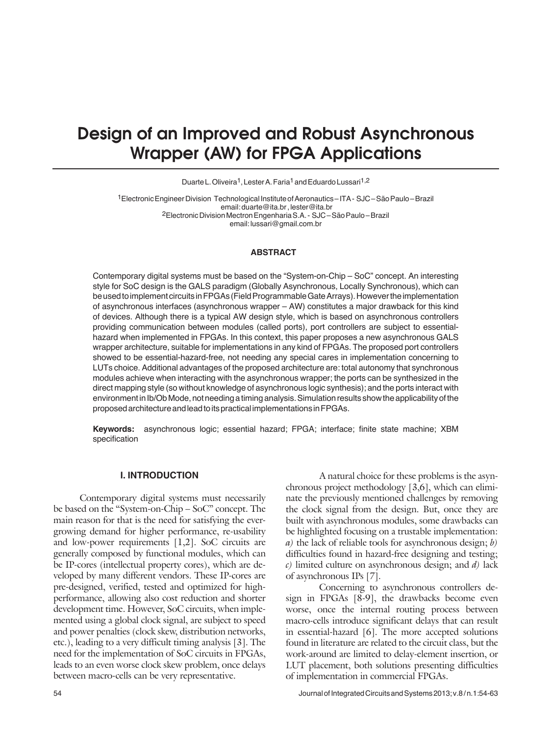# Design of an Improved and Robust Asynchronous Wrapper (AW) for FPGA Applications

Duarte L. Oliveira[1], Lester A. Faria[1] and Eduardo Lussari[1,2]

[1]Electronic Engineer Division Technological Institute of Aeronautics – ITA - SJC – São Paulo – Brazil
email: duarte@ita.br , lester@ita.br
[2]Electronic Division Mectron Engenharia S.A. - SJC – São Paulo – Brazil
email: lussari@gmail.com.br

## ABSTRACT

Contemporary digital systems must be based on the "System-on-Chip – SoC" concept. An interesting style for SoC design is the GALS paradigm (Globally Asynchronous, Locally Synchronous), which can be used to implement circuits in FPGAs (Field Programmable Gate Arrays). However the implementation of asynchronous interfaces (asynchronous wrapper – AW) constitutes a major drawback for this kind of devices. Although there is a typical AW design style, which is based on asynchronous controllers providing communication between modules (called ports), port controllers are subject to essential-hazard when implemented in FPGAs. In this context, this paper proposes a new asynchronous GALS wrapper architecture, suitable for implementations in any kind of FPGAs. The proposed port controllers showed to be essential-hazard-free, not needing any special cares in implementation concerning to LUTs choice. Additional advantages of the proposed architecture are: total autonomy that synchronous modules achieve when interacting with the asynchronous wrapper; the ports can be synthesized in the direct mapping style (so without knowledge of asynchronous logic synthesis); and the ports interact with environment in Ib/Ob Mode, not needing a timing analysis. Simulation results show the applicability of the proposed architecture and lead to its practical implementations in FPGAs.

**Keywords:** asynchronous logic; essential hazard; FPGA; interface; finite state machine; XBM specification

## I. INTRODUCTION

Contemporary digital systems must necessarily be based on the "System-on-Chip – SoC" concept. The main reason for that is the need for satisfying the ever-growing demand for higher performance, re-usability and low-power requirements [1,2]. SoC circuits are generally composed by functional modules, which can be IP-cores (intellectual property cores), which are developed by many different vendors. These IP-cores are pre-designed, verified, tested and optimized for high-performance, allowing also cost reduction and shorter development time. However, SoC circuits, when implemented using a global clock signal, are subject to speed and power penalties (clock skew, distribution networks, etc.), leading to a very difficult timing analysis [3]. The need for the implementation of SoC circuits in FPGAs, leads to an even worse clock skew problem, once delays between macro-cells can be very representative.

A natural choice for these problems is the asynchronous project methodology [3,6], which can eliminate the previously mentioned challenges by removing the clock signal from the design. But, once they are built with asynchronous modules, some drawbacks can be highlighted focusing on a trustable implementation: *a)* the lack of reliable tools for asynchronous design; *b)* difficulties found in hazard-free designing and testing; *c)* limited culture on asynchronous design; and *d)* lack of asynchronous IPs [7].

Concerning to asynchronous controllers design in FPGAs [8-9], the drawbacks become even worse, once the internal routing process between macro-cells introduce significant delays that can result in essential-hazard [6]. The more accepted solutions found in literature are related to the circuit class, but the work-around are limited to delay-element insertion, or LUT placement, both solutions presenting difficulties of implementation in commercial FPGAs.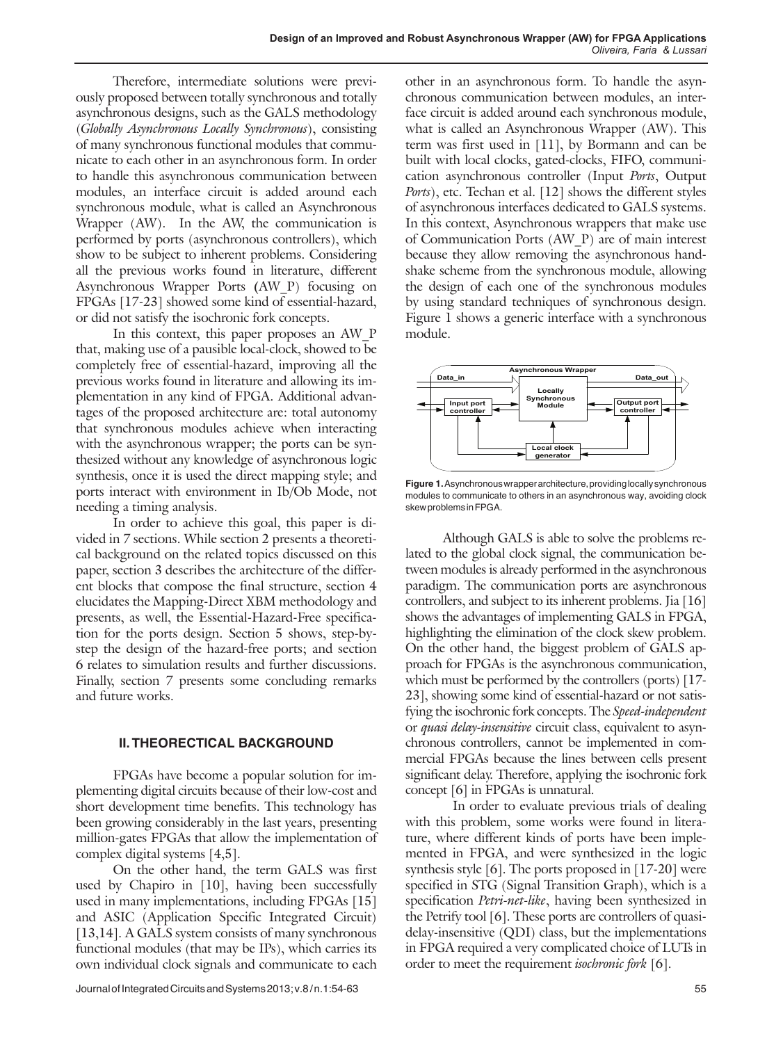Therefore, intermediate solutions were previously proposed between totally synchronous and totally asynchronous designs, such as the GALS methodology (*Globally Asynchronous Locally Synchronous*), consisting of many synchronous functional modules that communicate to each other in an asynchronous form. In order to handle this asynchronous communication between modules, an interface circuit is added around each synchronous module, what is called an Asynchronous Wrapper (AW). In the AW, the communication is performed by ports (asynchronous controllers), which show to be subject to inherent problems. Considering all the previous works found in literature, different Asynchronous Wrapper Ports (AW_P) focusing on FPGAs [17-23] showed some kind of essential-hazard, or did not satisfy the isochronic fork concepts.

In this context, this paper proposes an AW_P that, making use of a pausible local-clock, showed to be completely free of essential-hazard, improving all the previous works found in literature and allowing its implementation in any kind of FPGA. Additional advantages of the proposed architecture are: total autonomy that synchronous modules achieve when interacting with the asynchronous wrapper; the ports can be synthesized without any knowledge of asynchronous logic synthesis, once it is used the direct mapping style; and ports interact with environment in Ib/Ob Mode, not needing a timing analysis.

In order to achieve this goal, this paper is divided in 7 sections. While section 2 presents a theoretical background on the related topics discussed on this paper, section 3 describes the architecture of the different blocks that compose the final structure, section 4 elucidates the Mapping-Direct XBM methodology and presents, as well, the Essential-Hazard-Free specification for the ports design. Section 5 shows, step-by-step the design of the hazard-free ports; and section 6 relates to simulation results and further discussions. Finally, section 7 presents some concluding remarks and future works.

## II. THEORECTICAL BACKGROUND

FPGAs have become a popular solution for implementing digital circuits because of their low-cost and short development time benefits. This technology has been growing considerably in the last years, presenting million-gates FPGAs that allow the implementation of complex digital systems [4,5].

On the other hand, the term GALS was first used by Chapiro in [10], having been successfully used in many implementations, including FPGAs [15] and ASIC (Application Specific Integrated Circuit) [13,14]. A GALS system consists of many synchronous functional modules (that may be IPs), which carries its own individual clock signals and communicate to each other in an asynchronous form. To handle the asynchronous communication between modules, an interface circuit is added around each synchronous module, what is called an Asynchronous Wrapper (AW). This term was first used in [11], by Bormann and can be built with local clocks, gated-clocks, FIFO, communication asynchronous controller (Input *Ports*, Output *Ports*), etc. Techan et al. [12] shows the different styles of asynchronous interfaces dedicated to GALS systems. In this context, Asynchronous wrappers that make use of Communication Ports (AW_P) are of main interest because they allow removing the asynchronous handshake scheme from the synchronous module, allowing the design of each one of the synchronous modules by using standard techniques of synchronous design. Figure 1 shows a generic interface with a synchronous module.

**Figure 1.** Asynchronous wrapper architecture, providing locally synchronous modules to communicate to others in an asynchronous way, avoiding clock skew problems in FPGA.

Although GALS is able to solve the problems related to the global clock signal, the communication between modules is already performed in the asynchronous paradigm. The communication ports are asynchronous controllers, and subject to its inherent problems. Jia [16] shows the advantages of implementing GALS in FPGA, highlighting the elimination of the clock skew problem. On the other hand, the biggest problem of GALS approach for FPGAs is the asynchronous communication, which must be performed by the controllers (ports) [17-23], showing some kind of essential-hazard or not satisfying the isochronic fork concepts. The *Speed-independent* or *quasi delay-insensitive* circuit class, equivalent to asynchronous controllers, cannot be implemented in commercial FPGAs because the lines between cells present significant delay. Therefore, applying the isochronic fork concept [6] in FPGAs is unnatural.

In order to evaluate previous trials of dealing with this problem, some works were found in literature, where different kinds of ports have been implemented in FPGA, and were synthesized in the logic synthesis style [6]. The ports proposed in [17-20] were specified in STG (Signal Transition Graph), which is a specification *Petri-net-like*, having been synthesized in the Petrify tool [6]. These ports are controllers of quasi-delay-insensitive (QDI) class, but the implementations in FPGA required a very complicated choice of LUTs in order to meet the requirement *isochronic fork* [6].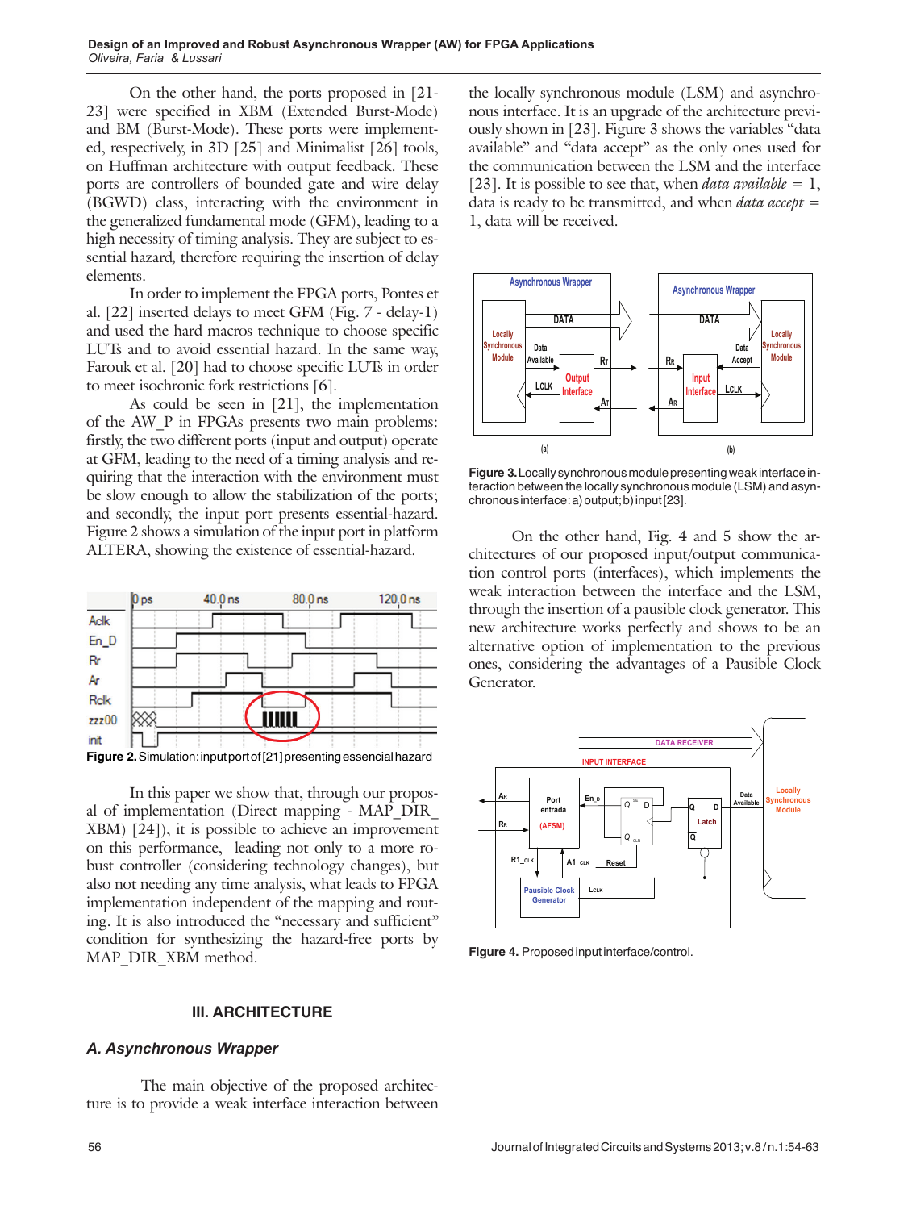On the other hand, the ports proposed in [21-23] were specified in XBM (Extended Burst-Mode) and BM (Burst-Mode). These ports were implemented, respectively, in 3D [25] and Minimalist [26] tools, on Huffman architecture with output feedback. These ports are controllers of bounded gate and wire delay (BGWD) class, interacting with the environment in the generalized fundamental mode (GFM), leading to a high necessity of timing analysis. They are subject to essential hazard, therefore requiring the insertion of delay elements.

In order to implement the FPGA ports, Pontes et al. [22] inserted delays to meet GFM (Fig. 7 - delay-1) and used the hard macros technique to choose specific LUTs and to avoid essential hazard. In the same way, Farouk et al. [20] had to choose specific LUTs in order to meet isochronic fork restrictions [6].

As could be seen in [21], the implementation of the AW_P in FPGAs presents two main problems: firstly, the two different ports (input and output) operate at GFM, leading to the need of a timing analysis and requiring that the interaction with the environment must be slow enough to allow the stabilization of the ports; and secondly, the input port presents essential-hazard. Figure 2 shows a simulation of the input port in platform ALTERA, showing the existence of essential-hazard.

**Figure 2.** Simulation: input port of [21] presenting essencial hazard

In this paper we show that, through our proposal of implementation (Direct mapping - MAP_DIR_XBM) [24]), it is possible to achieve an improvement on this performance, leading not only to a more robust controller (considering technology changes), but also not needing any time analysis, what leads to FPGA implementation independent of the mapping and routing. It is also introduced the "necessary and sufficient" condition for synthesizing the hazard-free ports by MAP_DIR_XBM method.

## III. ARCHITECTURE

### A. Asynchronous Wrapper

The main objective of the proposed architecture is to provide a weak interface interaction between the locally synchronous module (LSM) and asynchronous interface. It is an upgrade of the architecture previously shown in [23]. Figure 3 shows the variables "data available" and "data accept" as the only ones used for the communication between the LSM and the interface [23]. It is possible to see that, when *data available* = 1, data is ready to be transmitted, and when *data accept* = 1, data will be received.

**Figure 3.** Locally synchronous module presenting weak interface interaction between the locally synchronous module (LSM) and asynchronous interface: a) output; b) input [23].

On the other hand, Fig. 4 and 5 show the architectures of our proposed input/output communication control ports (interfaces), which implements the weak interaction between the interface and the LSM, through the insertion of a pausible clock generator. This new architecture works perfectly and shows to be an alternative option of implementation to the previous ones, considering the advantages of a Pausible Clock Generator.

**Figure 4.** Proposed input interface/control.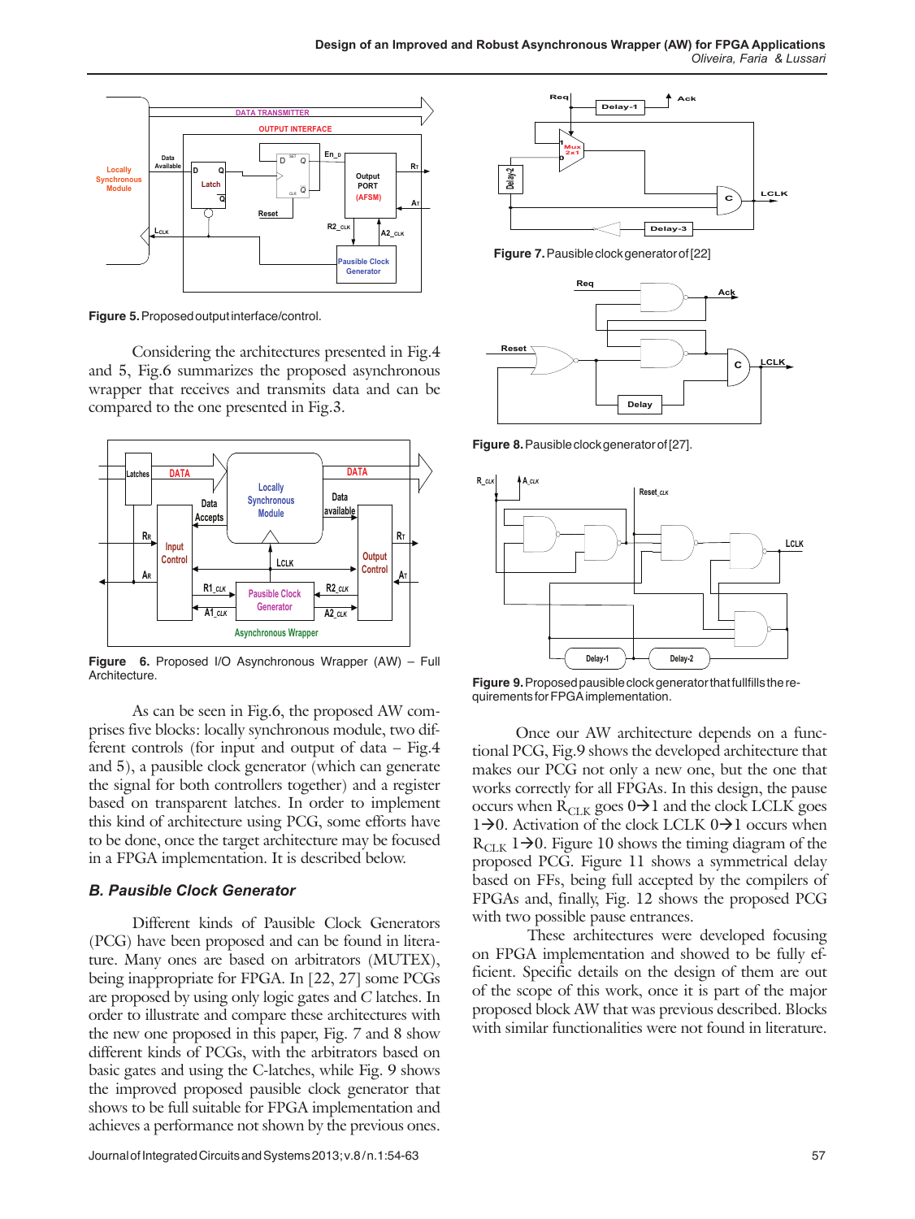Figure 5. Proposed output interface/control.

Considering the architectures presented in Fig.4 and 5, Fig.6 summarizes the proposed asynchronous wrapper that receives and transmits data and can be compared to the one presented in Fig.3.

Figure 6. Proposed I/O Asynchronous Wrapper (AW) – Full Architecture.

As can be seen in Fig.6, the proposed AW comprises five blocks: locally synchronous module, two different controls (for input and output of data – Fig.4 and 5), a pausible clock generator (which can generate the signal for both controllers together) and a register based on transparent latches. In order to implement this kind of architecture using PCG, some efforts have to be done, once the target architecture may be focused in a FPGA implementation. It is described below.

### *B. Pausible Clock Generator*

Different kinds of Pausible Clock Generators (PCG) have been proposed and can be found in literature. Many ones are based on arbitrators (MUTEX), being inappropriate for FPGA. In [22, 27] some PCGs are proposed by using only logic gates and *C* latches. In order to illustrate and compare these architectures with the new one proposed in this paper, Fig. 7 and 8 show different kinds of PCGs, with the arbitrators based on basic gates and using the C-latches, while Fig. 9 shows the improved proposed pausible clock generator that shows to be full suitable for FPGA implementation and achieves a performance not shown by the previous ones.

Figure 7. Pausible clock generator of [22]

Figure 8. Pausible clock generator of [27].

Figure 9. Proposed pausible clock generator that fullfills the requirements for FPGA implementation.

Once our AW architecture depends on a functional PCG, Fig.9 shows the developed architecture that makes our PCG not only a new one, but the one that works correctly for all FPGAs. In this design, the pause occurs when $R_{CLK}$ goes 0→1 and the clock LCLK goes 1→0. Activation of the clock LCLK 0→1 occurs when $R_{CLK}$ 1→0. Figure 10 shows the timing diagram of the proposed PCG. Figure 11 shows a symmetrical delay based on FFs, being full accepted by the compilers of FPGAs and, finally, Fig. 12 shows the proposed PCG with two possible pause entrances.

These architectures were developed focusing on FPGA implementation and showed to be fully efficient. Specific details on the design of them are out of the scope of this work, once it is part of the major proposed block AW that was previous described. Blocks with similar functionalities were not found in literature.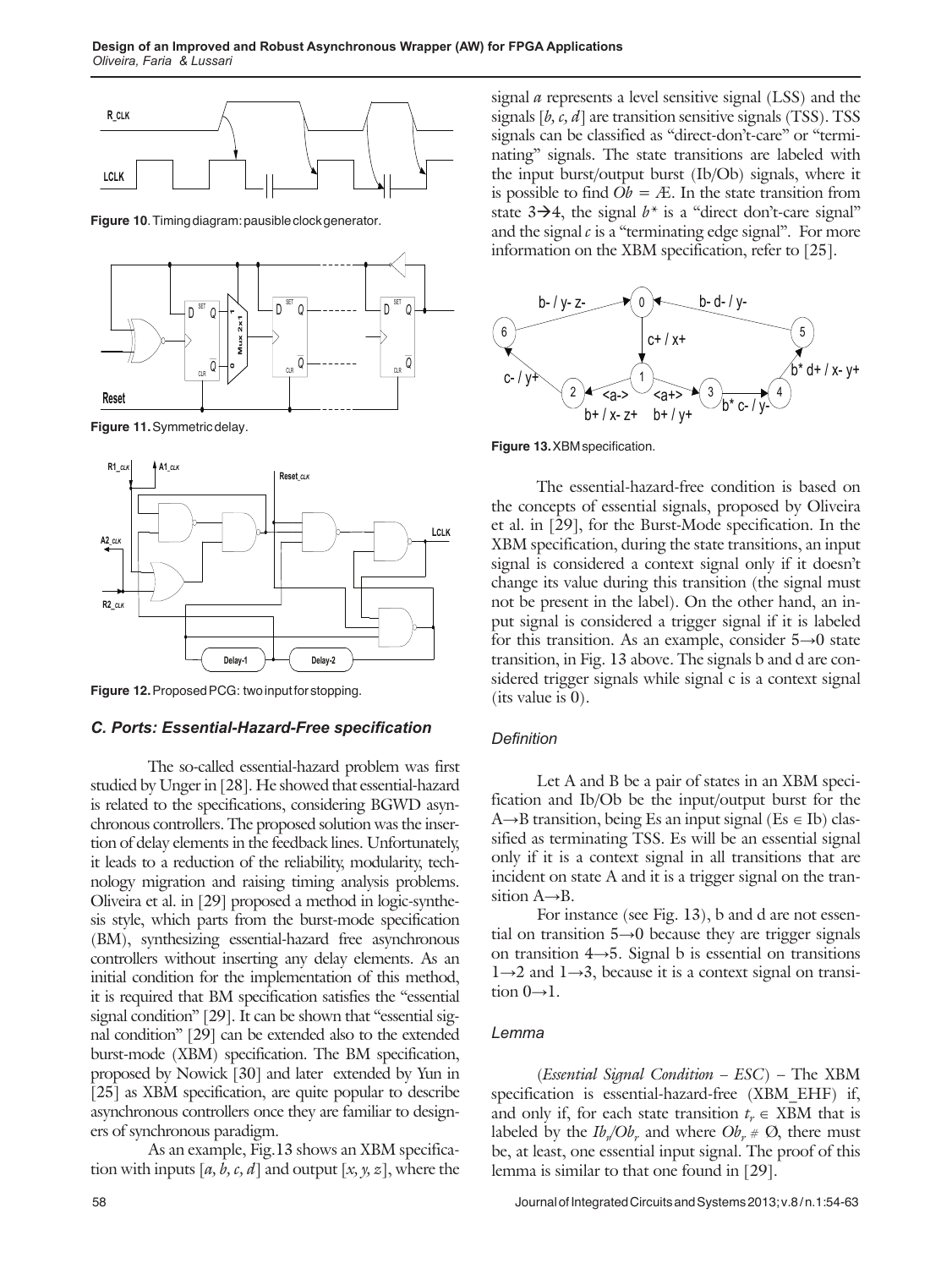**Figure 10**. Timing diagram: pausible clock generator.

**Figure 11.** Symmetric delay.

**Figure 12.** Proposed PCG: two input for stopping.

### *C. Ports: Essential-Hazard-Free specification*

The so-called essential-hazard problem was first studied by Unger in [28]. He showed that essential-hazard is related to the specifications, considering BGWD asynchronous controllers. The proposed solution was the insertion of delay elements in the feedback lines. Unfortunately, it leads to a reduction of the reliability, modularity, technology migration and raising timing analysis problems. Oliveira et al. in [29] proposed a method in logic-synthesis style, which parts from the burst-mode specification (BM), synthesizing essential-hazard free asynchronous controllers without inserting any delay elements. As an initial condition for the implementation of this method, it is required that BM specification satisfies the "essential signal condition" [29]. It can be shown that "essential signal condition" [29] can be extended also to the extended burst-mode (XBM) specification. The BM specification, proposed by Nowick [30] and later extended by Yun in [25] as XBM specification, are quite popular to describe asynchronous controllers once they are familiar to designers of synchronous paradigm.

As an example, Fig.13 shows an XBM specification with inputs [*a, b, c, d*] and output [*x, y, z*], where the signal *a* represents a level sensitive signal (LSS) and the signals [*b, c, d*] are transition sensitive signals (TSS). TSS signals can be classified as "direct-don't-care" or "terminating" signals. The state transitions are labeled with the input burst/output burst (Ib/Ob) signals, where it is possible to find *Ob* = Æ. In the state transition from state 3→4, the signal *b\** is a "direct don't-care signal" and the signal *c* is a "terminating edge signal". For more information on the XBM specification, refer to [25].

**Figure 13.** XBM specification.

The essential-hazard-free condition is based on the concepts of essential signals, proposed by Oliveira et al. in [29], for the Burst-Mode specification. In the XBM specification, during the state transitions, an input signal is considered a context signal only if it doesn't change its value during this transition (the signal must not be present in the label). On the other hand, an input signal is considered a trigger signal if it is labeled for this transition. As an example, consider 5→0 state transition, in Fig. 13 above. The signals b and d are considered trigger signals while signal c is a context signal (its value is 0).

#### *Definition*

Let A and B be a pair of states in an XBM specification and Ib/Ob be the input/output burst for the A→B transition, being Es an input signal (Es ∈ Ib) classified as terminating TSS. Es will be an essential signal only if it is a context signal in all transitions that are incident on state A and it is a trigger signal on the transition A→B.

For instance (see Fig. 13), b and d are not essential on transition 5→0 because they are trigger signals on transition 4→5. Signal b is essential on transitions 1→2 and 1→3, because it is a context signal on transition 0→1.

#### *Lemma*

(*Essential Signal Condition – ESC*) – The XBM specification is essential-hazard-free (XBM_EHF) if, and only if, for each state transition $t_r \in$ XBM that is labeled by the $Ib_r/Ob_r$ and where $Ob_r \neq Ø$, there must be, at least, one essential input signal. The proof of this lemma is similar to that one found in [29].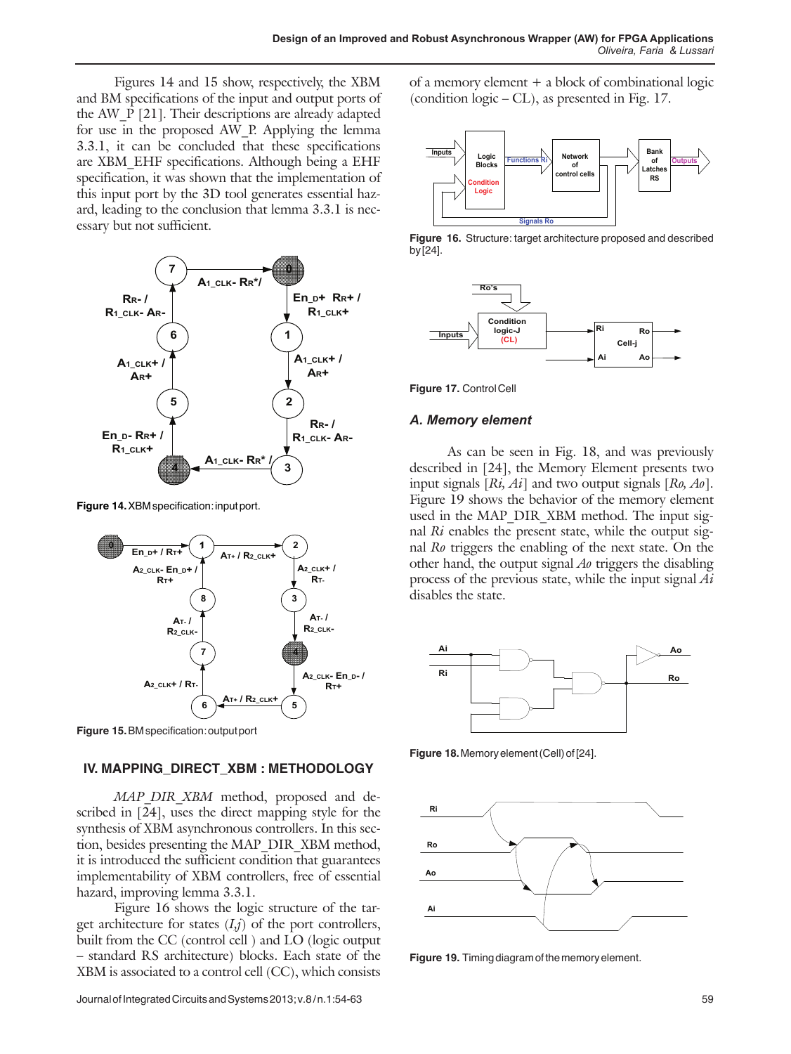Figures 14 and 15 show, respectively, the XBM and BM specifications of the input and output ports of the AW_P [21]. Their descriptions are already adapted for use in the proposed AW_P. Applying the lemma 3.3.1, it can be concluded that these specifications are XBM_EHF specifications. Although being a EHF specification, it was shown that the implementation of this input port by the 3D tool generates essential hazard, leading to the conclusion that lemma 3.3.1 is necessary but not sufficient.

**Figure 14.** XBM specification: input port.

**Figure 15.** BM specification: output port

## IV. MAPPING_DIRECT_XBM : METHODOLOGY

*MAP_DIR_XBM* method, proposed and described in [24], uses the direct mapping style for the synthesis of XBM asynchronous controllers. In this section, besides presenting the MAP_DIR_XBM method, it is introduced the sufficient condition that guarantees implementability of XBM controllers, free of essential hazard, improving lemma 3.3.1.

Figure 16 shows the logic structure of the target architecture for states $(I,j)$ of the port controllers, built from the CC (control cell ) and LO (logic output – standard RS architecture) blocks. Each state of the XBM is associated to a control cell (CC), which consists of a memory element + a block of combinational logic (condition logic – CL), as presented in Fig. 17.

**Figure 16.** Structure: target architecture proposed and described by [24].

**Figure 17.** Control Cell

### A. Memory element

As can be seen in Fig. 18, and was previously described in [24], the Memory Element presents two input signals [*Ri, Ai*] and two output signals [*Ro, Ao*]. Figure 19 shows the behavior of the memory element used in the MAP_DIR_XBM method. The input signal *Ri* enables the present state, while the output signal *Ro* triggers the enabling of the next state. On the other hand, the output signal *Ao* triggers the disabling process of the previous state, while the input signal *Ai* disables the state.

**Figure 18.** Memory element (Cell) of [24].

**Figure 19.** Timing diagram of the memory element.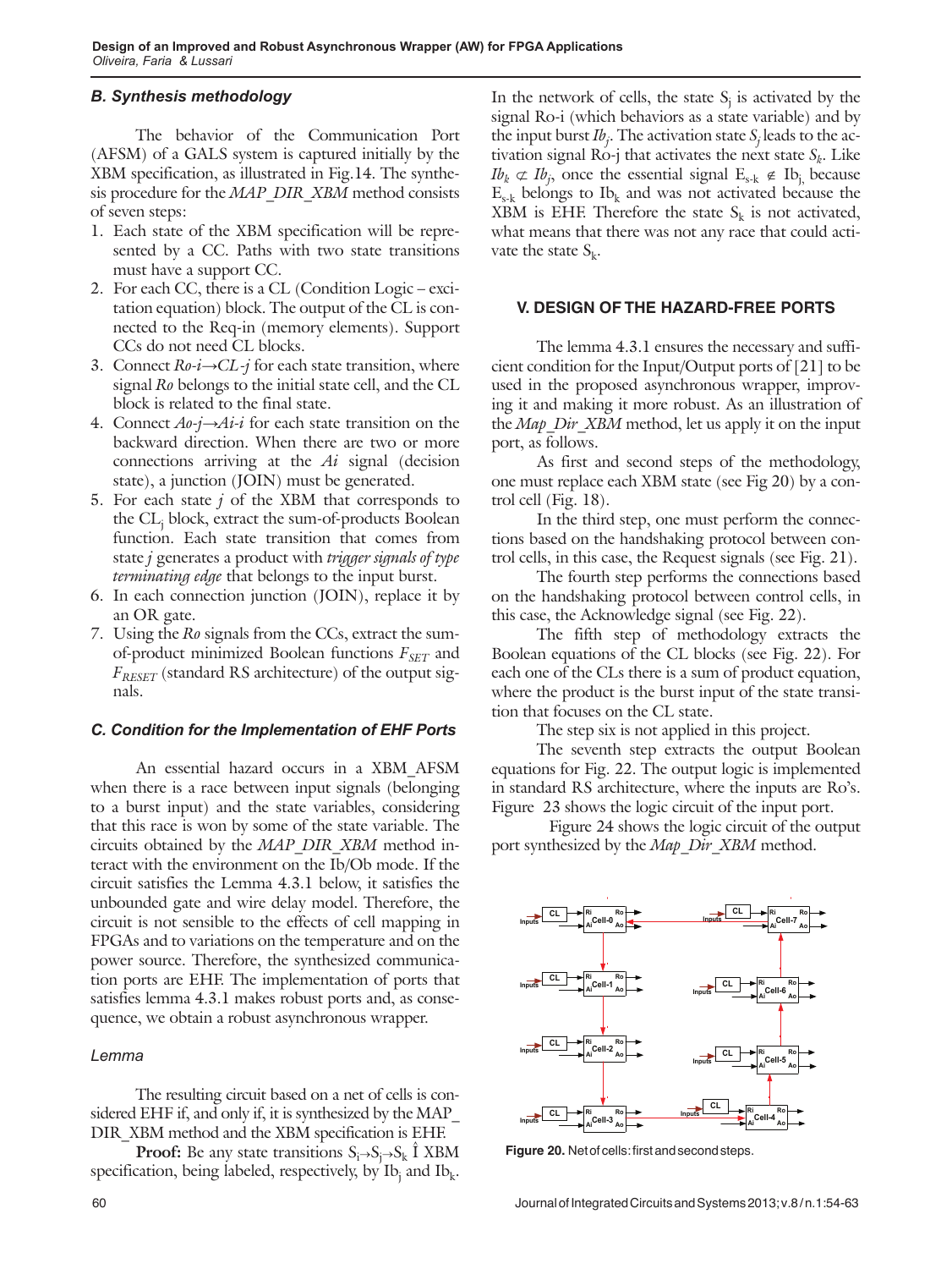### B. Synthesis methodology

The behavior of the Communication Port (AFSM) of a GALS system is captured initially by the XBM specification, as illustrated in Fig.14. The synthesis procedure for the *MAP_DIR_XBM* method consists of seven steps:

1. Each state of the XBM specification will be represented by a CC. Paths with two state transitions must have a support CC.
2. For each CC, there is a CL (Condition Logic – excitation equation) block. The output of the CL is connected to the Req-in (memory elements). Support CCs do not need CL blocks.
3. Connect *Ro-i→CL-j* for each state transition, where signal *Ro* belongs to the initial state cell, and the CL block is related to the final state.
4. Connect *Ao-j→Ai-i* for each state transition on the backward direction. When there are two or more connections arriving at the *Ai* signal (decision state), a junction (JOIN) must be generated.
5. For each state *j* of the XBM that corresponds to the $CL_j$ block, extract the sum-of-products Boolean function. Each state transition that comes from state *j* generates a product with *trigger signals of type terminating edge* that belongs to the input burst.
6. In each connection junction (JOIN), replace it by an OR gate.
7. Using the *Ro* signals from the CCs, extract the sum-of-product minimized Boolean functions $F_{SET}$ and $F_{RESET}$ (standard RS architecture) of the output signals.

### C. Condition for the Implementation of EHF Ports

An essential hazard occurs in a XBM_AFSM when there is a race between input signals (belonging to a burst input) and the state variables, considering that this race is won by some of the state variable. The circuits obtained by the *MAP_DIR_XBM* method interact with the environment on the Ib/Ob mode. If the circuit satisfies the Lemma 4.3.1 below, it satisfies the unbounded gate and wire delay model. Therefore, the circuit is not sensible to the effects of cell mapping in FPGAs and to variations on the temperature and on the power source. Therefore, the synthesized communication ports are EHF. The implementation of ports that satisfies lemma 4.3.1 makes robust ports and, as consequence, we obtain a robust asynchronous wrapper.

#### Lemma

The resulting circuit based on a net of cells is considered EHF if, and only if, it is synthesized by the MAP_DIR_XBM method and the XBM specification is EHF.

**Proof:** Be any state transitions $S_i \rightarrow S_j \rightarrow S_k$ Î XBM specification, being labeled, respectively, by $Ib_j$ and $Ib_k$.

In the network of cells, the state $S_j$ is activated by the signal Ro-i (which behaviors as a state variable) and by the input burst $Ib_j$. The activation state $S_j$ leads to the activation signal Ro-j that activates the next state $S_k$. Like $Ib_k \not\subset Ib_j$, once the essential signal $E_{s-k} \notin Ib_j$ because $E_{s-k}$ belongs to $Ib_k$ and was not activated because the XBM is EHF. Therefore the state $S_k$ is not activated, what means that there was not any race that could activate the state $S_k$.

## V. DESIGN OF THE HAZARD-FREE PORTS

The lemma 4.3.1 ensures the necessary and sufficient condition for the Input/Output ports of [21] to be used in the proposed asynchronous wrapper, improving it and making it more robust. As an illustration of the *Map_Dir_XBM* method, let us apply it on the input port, as follows.

As first and second steps of the methodology, one must replace each XBM state (see Fig 20) by a control cell (Fig. 18).

In the third step, one must perform the connections based on the handshaking protocol between control cells, in this case, the Request signals (see Fig. 21).

The fourth step performs the connections based on the handshaking protocol between control cells, in this case, the Acknowledge signal (see Fig. 22).

The fifth step of methodology extracts the Boolean equations of the CL blocks (see Fig. 22). For each one of the CLs there is a sum of product equation, where the product is the burst input of the state transition that focuses on the CL state.

The step six is not applied in this project.

The seventh step extracts the output Boolean equations for Fig. 22. The output logic is implemented in standard RS architecture, where the inputs are Ro's. Figure 23 shows the logic circuit of the input port.

Figure 24 shows the logic circuit of the output port synthesized by the *Map_Dir_XBM* method.

**Figure 20.** Net of cells: first and second steps.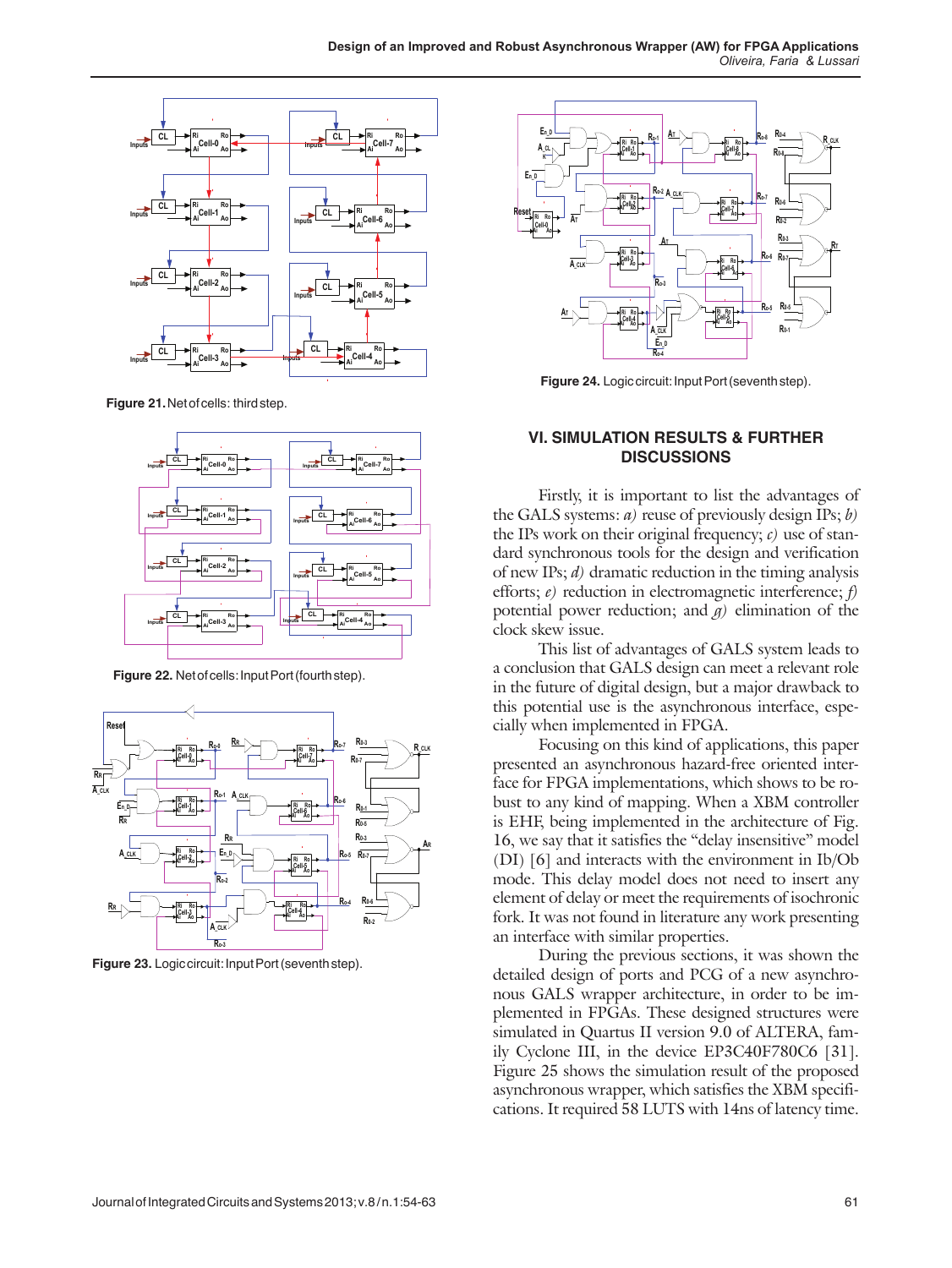Figure 21. Net of cells: third step.

Figure 22. Net of cells: Input Port (fourth step).

Figure 23. Logic circuit: Input Port (seventh step).

Figure 24. Logic circuit: Input Port (seventh step).

## VI. SIMULATION RESULTS & FURTHER DISCUSSIONS

Firstly, it is important to list the advantages of the GALS systems: *a)* reuse of previously design IPs; *b)* the IPs work on their original frequency; *c)* use of standard synchronous tools for the design and verification of new IPs; *d)* dramatic reduction in the timing analysis efforts; *e)* reduction in electromagnetic interference; *f)* potential power reduction; and *g)* elimination of the clock skew issue.

This list of advantages of GALS system leads to a conclusion that GALS design can meet a relevant role in the future of digital design, but a major drawback to this potential use is the asynchronous interface, especially when implemented in FPGA.

Focusing on this kind of applications, this paper presented an asynchronous hazard-free oriented interface for FPGA implementations, which shows to be robust to any kind of mapping. When a XBM controller is EHF, being implemented in the architecture of Fig. 16, we say that it satisfies the "delay insensitive" model (DI) [6] and interacts with the environment in Ib/Ob mode. This delay model does not need to insert any element of delay or meet the requirements of isochronic fork. It was not found in literature any work presenting an interface with similar properties.

During the previous sections, it was shown the detailed design of ports and PCG of a new asynchronous GALS wrapper architecture, in order to be implemented in FPGAs. These designed structures were simulated in Quartus II version 9.0 of ALTERA, family Cyclone III, in the device EP3C40F780C6 [31]. Figure 25 shows the simulation result of the proposed asynchronous wrapper, which satisfies the XBM specifications. It required 58 LUTS with 14ns of latency time.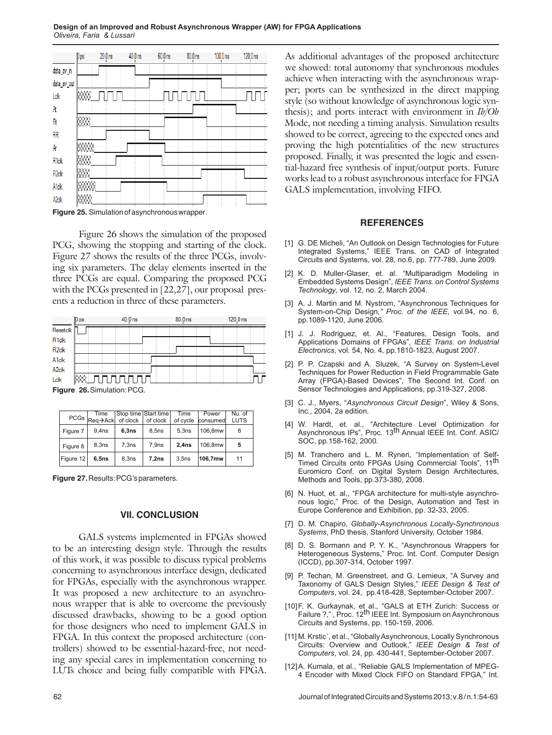Figure 25. Simulation of asynchronous wrapper.

Figure 26 shows the simulation of the proposed PCG, showing the stopping and starting of the clock. Figure 27 shows the results of the three PCGs, involving six parameters. The delay elements inserted in the three PCGs are equal. Comparing the proposed PCG with the PCGs presented in [22,27], our proposal presents a reduction in three of these parameters.

Figure 26. Simulation: PCG.

| PCGs | Time Req→Ack | Stop time of clock | Start time of clock | Time of cycle | Power consumed | Nu. of LUTS |
|---|---|---|---|---|---|---|
| Figure 7 | 9,4ns | **6,3ns** | 8,5ns | 5,3ns | 106,8mw | 8 |
| Figure 8 | 8,3ns | 7,3ns | 7,9ns | **2,4ns** | 106,8mw | **5** |
| Figure 12 | **6,5ns** | 8,3ns | **7,2ns** | 3,5ns | **106,7mw** | 11 |

Figure 27. Results: PCG's parameters.

## VII. CONCLUSION

GALS systems implemented in FPGAs showed to be an interesting design style. Through the results of this work, it was possible to discuss typical problems concerning to asynchronous interface design, dedicated for FPGAs, especially with the asynchronous wrapper. It was proposed a new architecture to an asynchronous wrapper that is able to overcome the previously discussed drawbacks, showing to be a good option for those designers who need to implement GALS in FPGA. In this context the proposed architecture (controllers) showed to be essential-hazard-free, not needing any special cares in implementation concerning to LUTs choice and being fully compatible with FPGA. As additional advantages of the proposed architecture we showed: total autonomy that synchronous modules achieve when interacting with the asynchronous wrapper; ports can be synthesized in the direct mapping style (so without knowledge of asynchronous logic synthesis); and ports interact with environment in *Ib/Ob* Mode, not needing a timing analysis. Simulation results showed to be correct, agreeing to the expected ones and proving the high potentialities of the new structures proposed. Finally, it was presented the logic and essential-hazard free synthesis of input/output ports. Future works lead to a robust asynchronous interface for FPGA GALS implementation, involving FIFO.

## REFERENCES

[1] G. DE Micheli, "An Outlook on Design Technologies for Future Integrated Systems," IEEE Trans. on CAD of Integrated Circuits and Systems, vol. 28, no.6, pp. 777-789, June 2009.

[2] K. D. Muller-Glaser, et. al. "Multiparadigm Modeling in Embedded Systems Design", *IEEE Trans. on Control Systems Technology*, vol. 12, no. 2, March 2004.

[3] A. J. Martin and M. Nystrom, "Asynchronous Techniques for System-on-Chip Design," *Proc. of the IEEE*, vol.94, no. 6, pp.1089-1120, June 2006.

[1] J. J. Rodriguez, et. Al., "Features, Design Tools, and Applications Domains of FPGAs", *IEEE Trans. on Industrial Electronics*, vol. 54, No. 4, pp.1810-1823, August 2007.

[2] P. P. Czapski and A. Sluzek, "A Survey on System-Level Techniques for Power Reduction in Field Programmable Gate Array (FPGA)-Based Devices", The Second Int. Conf. on Sensor Technologies and Applications, pp.319-327, 2008.

[3] C. J., Myers, "*Asynchronous Circuit Design*", Wiley & Sons, Inc., 2004, 2a edition.

[4] W. Hardt, et. al., "Architecture Level Optimization for Asynchronous IPs", Proc. 13th Annual IEEE Int. Conf. ASIC/SOC, pp.158-162, 2000.

[5] M. Tranchero and L. M. Ryneri, "Implementation of Self-Timed Circuits onto FPGAs Using Commercial Tools", 11th Euromicro Conf. on Digital System Design Architectures, Methods and Tools, pp.373-380, 2008.

[6] N. Huot, et. al., "FPGA architecture for multi-style asynchronous logic," Proc. of the Design, Automation and Test in Europe Conference and Exhibition, pp. 32-33, 2005.

[7] D. M. Chapiro, *Globally-Asynchronous Locally-Synchronous Systems*, PhD thesis, Stanford University, October 1984.

[8] D. S. Bormann and P. Y. K., "Asynchronous Wrappers for Heterogeneous Systems," Proc. Int. Conf. Computer Design (ICCD), pp.307-314, October 1997.

[9] P. Techan, M. Greenstreet, and G. Lemieux, "A Survey and Taxonomy of GALS Design Styles," *IEEE Design & Test of Computers*, vol. 24, pp.418-428, September-October 2007.

[10] F. K. Gurkaynak, et al., "GALS at ETH Zurich: Success or Failure ?," , Proc. 12th IEEE Int. Symposium on Asynchronous Circuits and Systems, pp. 150-159, 2006.

[11] M. Krstic´, et al., "Globally Asynchronous, Locally Synchronous Circuits: Overview and Outlook," *IEEE Design & Test of Computers*, vol. 24, pp. 430-441, September-October 2007.

[12] A. Kumala, et al., "Reliable GALS Implementation of MPEG-4 Encoder with Mixed Clock FIFO on Standard FPGA," Int.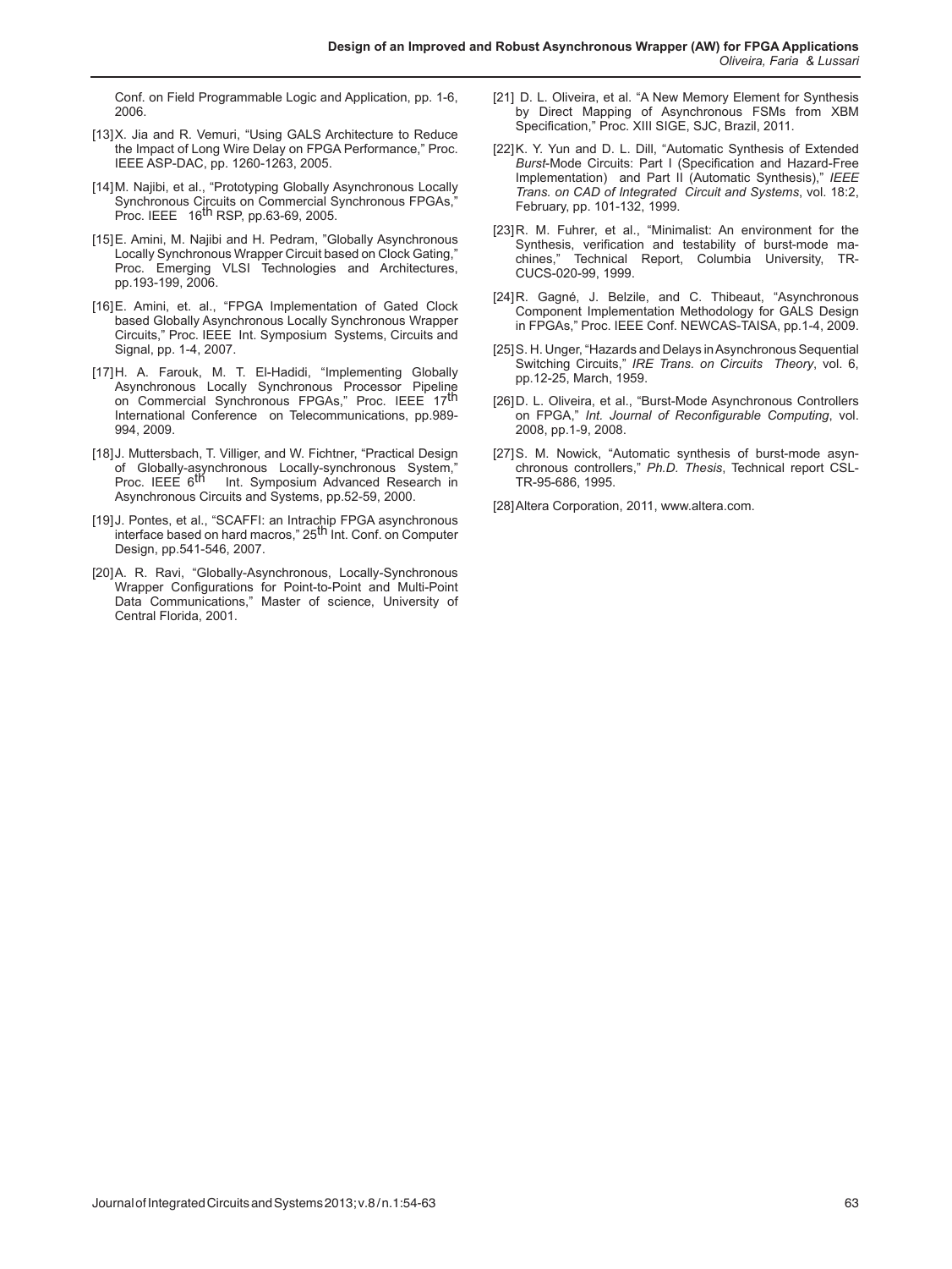Conf. on Field Programmable Logic and Application, pp. 1-6, 2006.

[13] X. Jia and R. Vemuri, "Using GALS Architecture to Reduce the Impact of Long Wire Delay on FPGA Performance," Proc. IEEE ASP-DAC, pp. 1260-1263, 2005.

[14] M. Najibi, et al., "Prototyping Globally Asynchronous Locally Synchronous Circuits on Commercial Synchronous FPGAs," Proc. IEEE 16th RSP, pp.63-69, 2005.

[15] E. Amini, M. Najibi and H. Pedram, "Globally Asynchronous Locally Synchronous Wrapper Circuit based on Clock Gating," Proc. Emerging VLSI Technologies and Architectures, pp.193-199, 2006.

[16] E. Amini, et. al., "FPGA Implementation of Gated Clock based Globally Asynchronous Locally Synchronous Wrapper Circuits," Proc. IEEE Int. Symposium Systems, Circuits and Signal, pp. 1-4, 2007.

[17] H. A. Farouk, M. T. El-Hadidi, "Implementing Globally Asynchronous Locally Synchronous Processor Pipeline on Commercial Synchronous FPGAs," Proc. IEEE 17th International Conference on Telecommunications, pp.989-994, 2009.

[18] J. Muttersbach, T. Villiger, and W. Fichtner, "Practical Design of Globally-asynchronous Locally-synchronous System," Proc. IEEE 6th Int. Symposium Advanced Research in Asynchronous Circuits and Systems, pp.52-59, 2000.

[19] J. Pontes, et al., "SCAFFI: an Intrachip FPGA asynchronous interface based on hard macros," 25th Int. Conf. on Computer Design, pp.541-546, 2007.

[20] A. R. Ravi, "Globally-Asynchronous, Locally-Synchronous Wrapper Configurations for Point-to-Point and Multi-Point Data Communications," Master of science, University of Central Florida, 2001.

[21] D. L. Oliveira, et al. "A New Memory Element for Synthesis by Direct Mapping of Asynchronous FSMs from XBM Specification," Proc. XIII SIGE, SJC, Brazil, 2011.

[22] K. Y. Yun and D. L. Dill, "Automatic Synthesis of Extended *Burst*-Mode Circuits: Part I (Specification and Hazard-Free Implementation) and Part II (Automatic Synthesis)," *IEEE Trans. on CAD of Integrated Circuit and Systems*, vol. 18:2, February, pp. 101-132, 1999.

[23] R. M. Fuhrer, et al., "Minimalist: An environment for the Synthesis, verification and testability of burst-mode machines," Technical Report, Columbia University, TR-CUCS-020-99, 1999.

[24] R. Gagné, J. Belzile, and C. Thibeaut, "Asynchronous Component Implementation Methodology for GALS Design in FPGAs," Proc. IEEE Conf. NEWCAS-TAISA, pp.1-4, 2009.

[25] S. H. Unger, "Hazards and Delays in Asynchronous Sequential Switching Circuits," *IRE Trans. on Circuits Theory*, vol. 6, pp.12-25, March, 1959.

[26] D. L. Oliveira, et al., "Burst-Mode Asynchronous Controllers on FPGA," *Int. Journal of Reconfigurable Computing*, vol. 2008, pp.1-9, 2008.

[27] S. M. Nowick, "Automatic synthesis of burst-mode asynchronous controllers," *Ph.D. Thesis*, Technical report CSL-TR-95-686, 1995.

[28] Altera Corporation, 2011, www.altera.com.